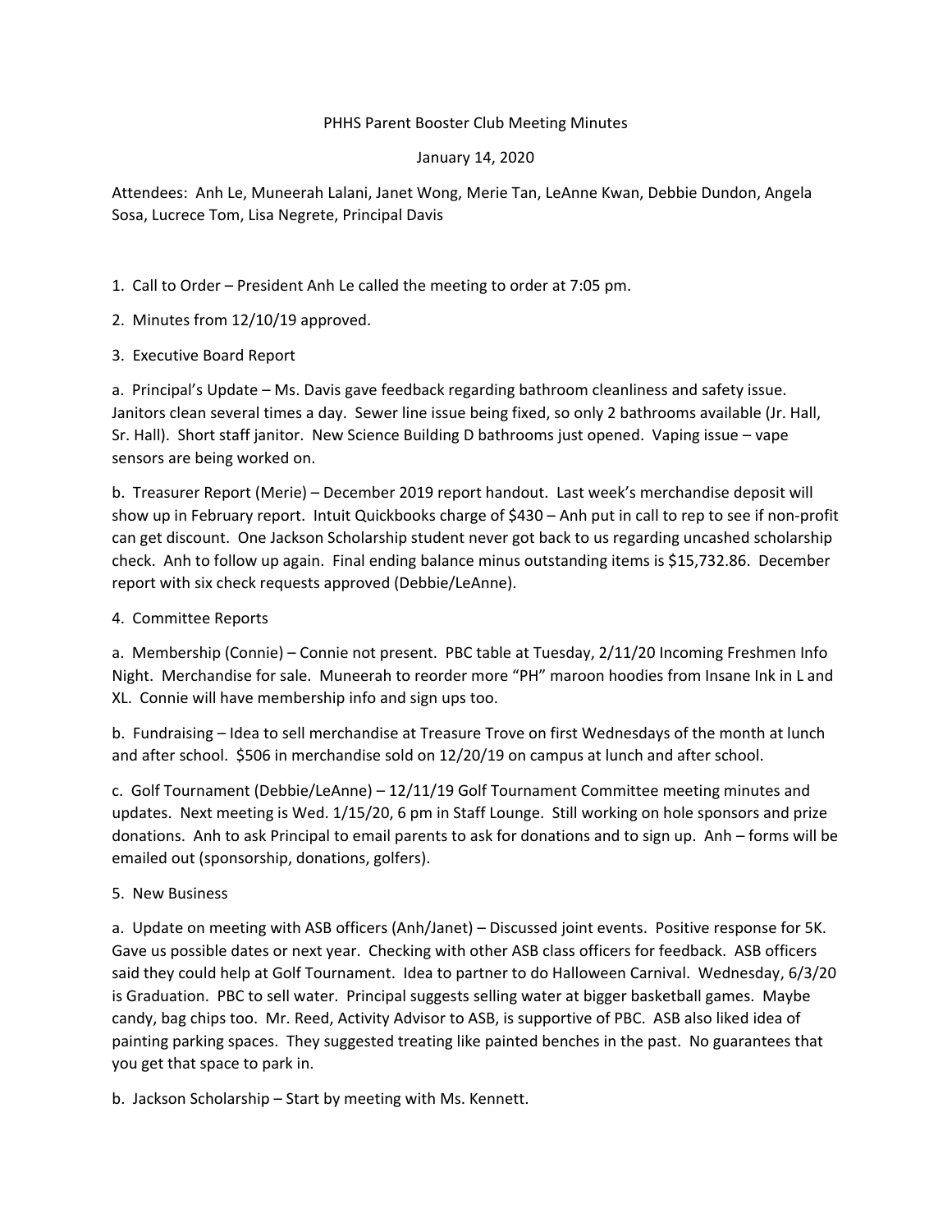# PHHS Parent Booster Club Meeting Minutes

January 14, 2020

Attendees: Anh Le, Muneerah Lalani, Janet Wong, Merie Tan, LeAnne Kwan, Debbie Dundon, Angela Sosa, Lucrece Tom, Lisa Negrete, Principal Davis

1. Call to Order – President Anh Le called the meeting to order at 7:05 pm.

2. Minutes from 12/10/19 approved.

3. Executive Board Report

a. Principal's Update – Ms. Davis gave feedback regarding bathroom cleanliness and safety issue. Janitors clean several times a day. Sewer line issue being fixed, so only 2 bathrooms available (Jr. Hall, Sr. Hall). Short staff janitor. New Science Building D bathrooms just opened. Vaping issue – vape sensors are being worked on.

b. Treasurer Report (Merie) – December 2019 report handout. Last week's merchandise deposit will show up in February report. Intuit Quickbooks charge of $430 – Anh put in call to rep to see if non-profit can get discount. One Jackson Scholarship student never got back to us regarding uncashed scholarship check. Anh to follow up again. Final ending balance minus outstanding items is $15,732.86. December report with six check requests approved (Debbie/LeAnne).

4. Committee Reports

a. Membership (Connie) – Connie not present. PBC table at Tuesday, 2/11/20 Incoming Freshmen Info Night. Merchandise for sale. Muneerah to reorder more "PH" maroon hoodies from Insane Ink in L and XL. Connie will have membership info and sign ups too.

b. Fundraising – Idea to sell merchandise at Treasure Trove on first Wednesdays of the month at lunch and after school. $506 in merchandise sold on 12/20/19 on campus at lunch and after school.

c. Golf Tournament (Debbie/LeAnne) – 12/11/19 Golf Tournament Committee meeting minutes and updates. Next meeting is Wed. 1/15/20, 6 pm in Staff Lounge. Still working on hole sponsors and prize donations. Anh to ask Principal to email parents to ask for donations and to sign up. Anh – forms will be emailed out (sponsorship, donations, golfers).

5. New Business

a. Update on meeting with ASB officers (Anh/Janet) – Discussed joint events. Positive response for 5K. Gave us possible dates or next year. Checking with other ASB class officers for feedback. ASB officers said they could help at Golf Tournament. Idea to partner to do Halloween Carnival. Wednesday, 6/3/20 is Graduation. PBC to sell water. Principal suggests selling water at bigger basketball games. Maybe candy, bag chips too. Mr. Reed, Activity Advisor to ASB, is supportive of PBC. ASB also liked idea of painting parking spaces. They suggested treating like painted benches in the past. No guarantees that you get that space to park in.

b. Jackson Scholarship – Start by meeting with Ms. Kennett.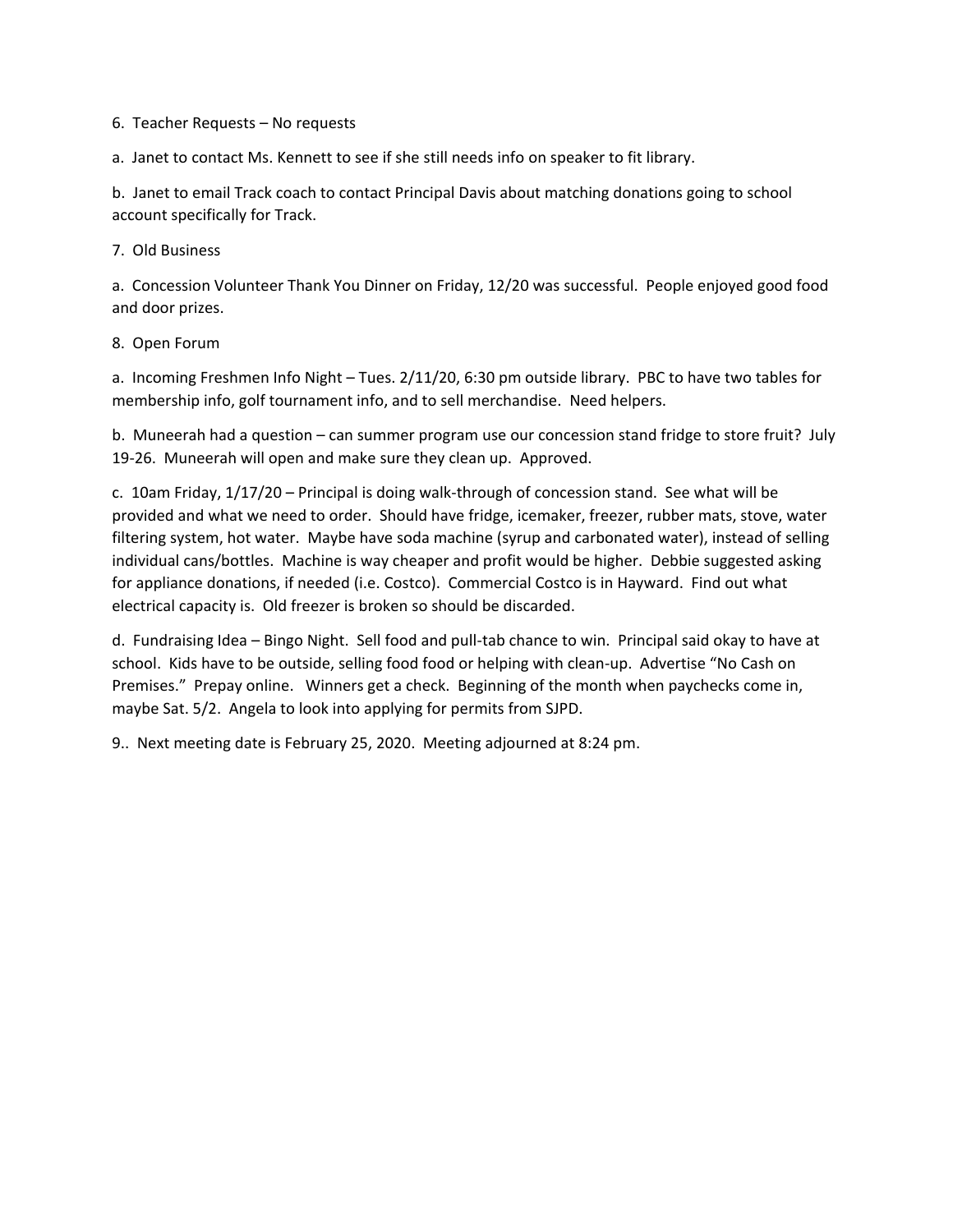6. Teacher Requests – No requests

a. Janet to contact Ms. Kennett to see if she still needs info on speaker to fit library.

b. Janet to email Track coach to contact Principal Davis about matching donations going to school account specifically for Track.

7. Old Business

a. Concession Volunteer Thank You Dinner on Friday, 12/20 was successful. People enjoyed good food and door prizes.

8. Open Forum

a. Incoming Freshmen Info Night – Tues. 2/11/20, 6:30 pm outside library. PBC to have two tables for membership info, golf tournament info, and to sell merchandise. Need helpers.

b. Muneerah had a question – can summer program use our concession stand fridge to store fruit? July 19-26. Muneerah will open and make sure they clean up. Approved.

c. 10am Friday, 1/17/20 – Principal is doing walk-through of concession stand. See what will be provided and what we need to order. Should have fridge, icemaker, freezer, rubber mats, stove, water filtering system, hot water. Maybe have soda machine (syrup and carbonated water), instead of selling individual cans/bottles. Machine is way cheaper and profit would be higher. Debbie suggested asking for appliance donations, if needed (i.e. Costco). Commercial Costco is in Hayward. Find out what electrical capacity is. Old freezer is broken so should be discarded.

d. Fundraising Idea – Bingo Night. Sell food and pull-tab chance to win. Principal said okay to have at school. Kids have to be outside, selling food food or helping with clean-up. Advertise "No Cash on Premises." Prepay online. Winners get a check. Beginning of the month when paychecks come in, maybe Sat. 5/2. Angela to look into applying for permits from SJPD.

9.. Next meeting date is February 25, 2020. Meeting adjourned at 8:24 pm.